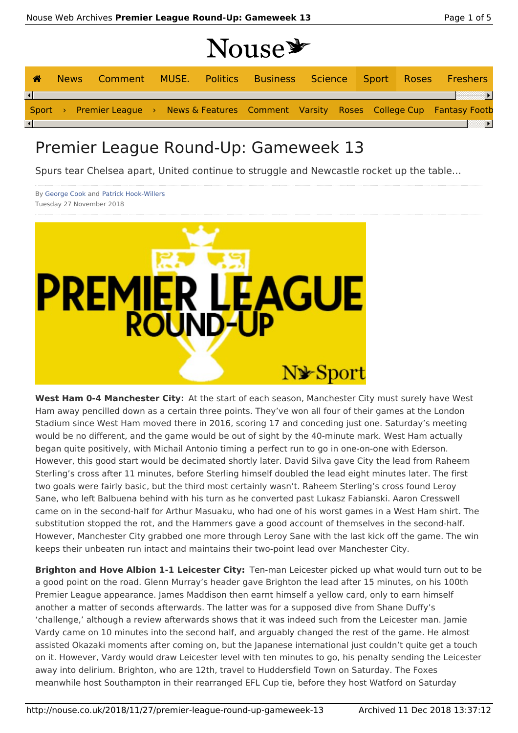# Premier League Round-Up: Gameweek 13

Spurs tear Chelsea apart, United continue to struggle and Newcastle rocket up the table...

By George Cook and Patrick Hook-Willers
Tuesday 27 November 2018

**West Ham 0-4 Manchester City:** At the start of each season, Manchester City must surely have West Ham away pencilled down as a certain three points. They've won all four of their games at the London Stadium since West Ham moved there in 2016, scoring 17 and conceding just one. Saturday's meeting would be no different, and the game would be out of sight by the 40-minute mark. West Ham actually began quite positively, with Michail Antonio timing a perfect run to go in one-on-one with Ederson. However, this good start would be decimated shortly later. David Silva gave City the lead from Raheem Sterling's cross after 11 minutes, before Sterling himself doubled the lead eight minutes later. The first two goals were fairly basic, but the third most certainly wasn't. Raheem Sterling's cross found Leroy Sane, who left Balbuena behind with his turn as he converted past Lukasz Fabianski. Aaron Cresswell came on in the second-half for Arthur Masuaku, who had one of his worst games in a West Ham shirt. The substitution stopped the rot, and the Hammers gave a good account of themselves in the second-half. However, Manchester City grabbed one more through Leroy Sane with the last kick off the game. The win keeps their unbeaten run intact and maintains their two-point lead over Manchester City.

**Brighton and Hove Albion 1-1 Leicester City:** Ten-man Leicester picked up what would turn out to be a good point on the road. Glenn Murray's header gave Brighton the lead after 15 minutes, on his 100th Premier League appearance. James Maddison then earnt himself a yellow card, only to earn himself another a matter of seconds afterwards. The latter was for a supposed dive from Shane Duffy's 'challenge,' although a review afterwards shows that it was indeed such from the Leicester man. Jamie Vardy came on 10 minutes into the second half, and arguably changed the rest of the game. He almost assisted Okazaki moments after coming on, but the Japanese international just couldn't quite get a touch on it. However, Vardy would draw Leicester level with ten minutes to go, his penalty sending the Leicester away into delirium. Brighton, who are 12th, travel to Huddersfield Town on Saturday. The Foxes meanwhile host Southampton in their rearranged EFL Cup tie, before they host Watford on Saturday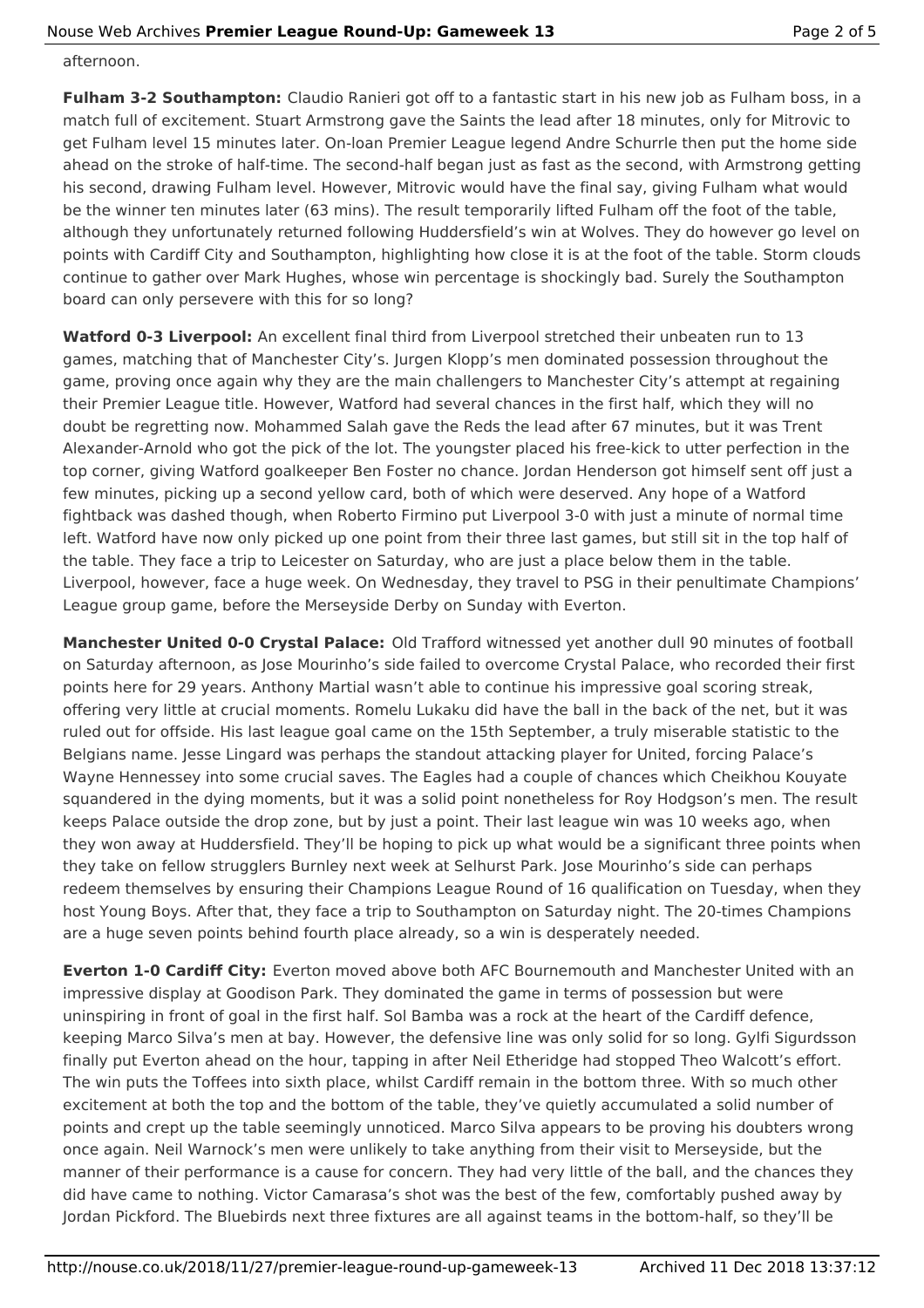afternoon.

**Fulham 3-2 Southampton:** Claudio Ranieri got off to a fantastic start in his new job as Fulham boss, in a match full of excitement. Stuart Armstrong gave the Saints the lead after 18 minutes, only for Mitrovic to get Fulham level 15 minutes later. On-loan Premier League legend Andre Schurrle then put the home side ahead on the stroke of half-time. The second-half began just as fast as the second, with Armstrong getting his second, drawing Fulham level. However, Mitrovic would have the final say, giving Fulham what would be the winner ten minutes later (63 mins). The result temporarily lifted Fulham off the foot of the table, although they unfortunately returned following Huddersfield's win at Wolves. They do however go level on points with Cardiff City and Southampton, highlighting how close it is at the foot of the table. Storm clouds continue to gather over Mark Hughes, whose win percentage is shockingly bad. Surely the Southampton board can only persevere with this for so long?

**Watford 0-3 Liverpool:** An excellent final third from Liverpool stretched their unbeaten run to 13 games, matching that of Manchester City's. Jurgen Klopp's men dominated possession throughout the game, proving once again why they are the main challengers to Manchester City's attempt at regaining their Premier League title. However, Watford had several chances in the first half, which they will no doubt be regretting now. Mohammed Salah gave the Reds the lead after 67 minutes, but it was Trent Alexander-Arnold who got the pick of the lot. The youngster placed his free-kick to utter perfection in the top corner, giving Watford goalkeeper Ben Foster no chance. Jordan Henderson got himself sent off just a few minutes, picking up a second yellow card, both of which were deserved. Any hope of a Watford fightback was dashed though, when Roberto Firmino put Liverpool 3-0 with just a minute of normal time left. Watford have now only picked up one point from their three last games, but still sit in the top half of the table. They face a trip to Leicester on Saturday, who are just a place below them in the table. Liverpool, however, face a huge week. On Wednesday, they travel to PSG in their penultimate Champions' League group game, before the Merseyside Derby on Sunday with Everton.

**Manchester United 0-0 Crystal Palace:** Old Trafford witnessed yet another dull 90 minutes of football on Saturday afternoon, as Jose Mourinho's side failed to overcome Crystal Palace, who recorded their first points here for 29 years. Anthony Martial wasn't able to continue his impressive goal scoring streak, offering very little at crucial moments. Romelu Lukaku did have the ball in the back of the net, but it was ruled out for offside. His last league goal came on the 15th September, a truly miserable statistic to the Belgians name. Jesse Lingard was perhaps the standout attacking player for United, forcing Palace's Wayne Hennessey into some crucial saves. The Eagles had a couple of chances which Cheikhou Kouyate squandered in the dying moments, but it was a solid point nonetheless for Roy Hodgson's men. The result keeps Palace outside the drop zone, but by just a point. Their last league win was 10 weeks ago, when they won away at Huddersfield. They'll be hoping to pick up what would be a significant three points when they take on fellow strugglers Burnley next week at Selhurst Park. Jose Mourinho's side can perhaps redeem themselves by ensuring their Champions League Round of 16 qualification on Tuesday, when they host Young Boys. After that, they face a trip to Southampton on Saturday night. The 20-times Champions are a huge seven points behind fourth place already, so a win is desperately needed.

**Everton 1-0 Cardiff City:** Everton moved above both AFC Bournemouth and Manchester United with an impressive display at Goodison Park. They dominated the game in terms of possession but were uninspiring in front of goal in the first half. Sol Bamba was a rock at the heart of the Cardiff defence, keeping Marco Silva's men at bay. However, the defensive line was only solid for so long. Gylfi Sigurdsson finally put Everton ahead on the hour, tapping in after Neil Etheridge had stopped Theo Walcott's effort. The win puts the Toffees into sixth place, whilst Cardiff remain in the bottom three. With so much other excitement at both the top and the bottom of the table, they've quietly accumulated a solid number of points and crept up the table seemingly unnoticed. Marco Silva appears to be proving his doubters wrong once again. Neil Warnock's men were unlikely to take anything from their visit to Merseyside, but the manner of their performance is a cause for concern. They had very little of the ball, and the chances they did have came to nothing. Victor Camarasa's shot was the best of the few, comfortably pushed away by Jordan Pickford. The Bluebirds next three fixtures are all against teams in the bottom-half, so they'll be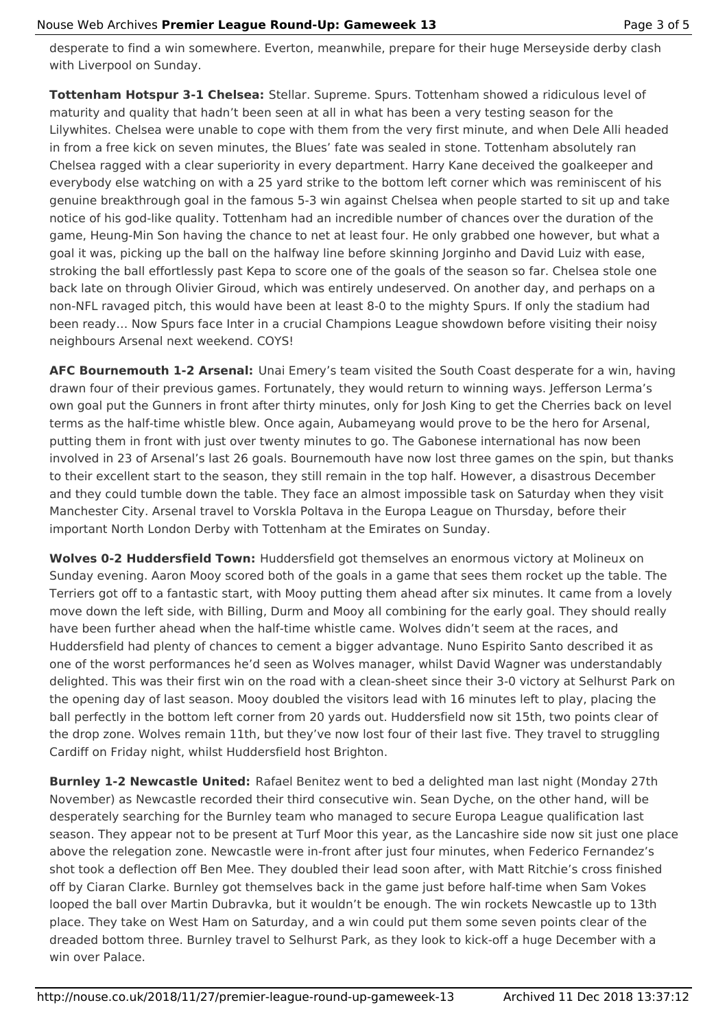desperate to find a win somewhere. Everton, meanwhile, prepare for their huge Merseyside derby clash with Liverpool on Sunday.

**Tottenham Hotspur 3-1 Chelsea:** Stellar. Supreme. Spurs. Tottenham showed a ridiculous level of maturity and quality that hadn't been seen at all in what has been a very testing season for the Lilywhites. Chelsea were unable to cope with them from the very first minute, and when Dele Alli headed in from a free kick on seven minutes, the Blues' fate was sealed in stone. Tottenham absolutely ran Chelsea ragged with a clear superiority in every department. Harry Kane deceived the goalkeeper and everybody else watching on with a 25 yard strike to the bottom left corner which was reminiscent of his genuine breakthrough goal in the famous 5-3 win against Chelsea when people started to sit up and take notice of his god-like quality. Tottenham had an incredible number of chances over the duration of the game, Heung-Min Son having the chance to net at least four. He only grabbed one however, but what a goal it was, picking up the ball on the halfway line before skinning Jorginho and David Luiz with ease, stroking the ball effortlessly past Kepa to score one of the goals of the season so far. Chelsea stole one back late on through Olivier Giroud, which was entirely undeserved. On another day, and perhaps on a non-NFL ravaged pitch, this would have been at least 8-0 to the mighty Spurs. If only the stadium had been ready… Now Spurs face Inter in a crucial Champions League showdown before visiting their noisy neighbours Arsenal next weekend. COYS!

**AFC Bournemouth 1-2 Arsenal:** Unai Emery's team visited the South Coast desperate for a win, having drawn four of their previous games. Fortunately, they would return to winning ways. Jefferson Lerma's own goal put the Gunners in front after thirty minutes, only for Josh King to get the Cherries back on level terms as the half-time whistle blew. Once again, Aubameyang would prove to be the hero for Arsenal, putting them in front with just over twenty minutes to go. The Gabonese international has now been involved in 23 of Arsenal's last 26 goals. Bournemouth have now lost three games on the spin, but thanks to their excellent start to the season, they still remain in the top half. However, a disastrous December and they could tumble down the table. They face an almost impossible task on Saturday when they visit Manchester City. Arsenal travel to Vorskla Poltava in the Europa League on Thursday, before their important North London Derby with Tottenham at the Emirates on Sunday.

**Wolves 0-2 Huddersfield Town:** Huddersfield got themselves an enormous victory at Molineux on Sunday evening. Aaron Mooy scored both of the goals in a game that sees them rocket up the table. The Terriers got off to a fantastic start, with Mooy putting them ahead after six minutes. It came from a lovely move down the left side, with Billing, Durm and Mooy all combining for the early goal. They should really have been further ahead when the half-time whistle came. Wolves didn't seem at the races, and Huddersfield had plenty of chances to cement a bigger advantage. Nuno Espirito Santo described it as one of the worst performances he'd seen as Wolves manager, whilst David Wagner was understandably delighted. This was their first win on the road with a clean-sheet since their 3-0 victory at Selhurst Park on the opening day of last season. Mooy doubled the visitors lead with 16 minutes left to play, placing the ball perfectly in the bottom left corner from 20 yards out. Huddersfield now sit 15th, two points clear of the drop zone. Wolves remain 11th, but they've now lost four of their last five. They travel to struggling Cardiff on Friday night, whilst Huddersfield host Brighton.

**Burnley 1-2 Newcastle United:** Rafael Benitez went to bed a delighted man last night (Monday 27th November) as Newcastle recorded their third consecutive win. Sean Dyche, on the other hand, will be desperately searching for the Burnley team who managed to secure Europa League qualification last season. They appear not to be present at Turf Moor this year, as the Lancashire side now sit just one place above the relegation zone. Newcastle were in-front after just four minutes, when Federico Fernandez's shot took a deflection off Ben Mee. They doubled their lead soon after, with Matt Ritchie's cross finished off by Ciaran Clarke. Burnley got themselves back in the game just before half-time when Sam Vokes looped the ball over Martin Dubravka, but it wouldn't be enough. The win rockets Newcastle up to 13th place. They take on West Ham on Saturday, and a win could put them some seven points clear of the dreaded bottom three. Burnley travel to Selhurst Park, as they look to kick-off a huge December with a win over Palace.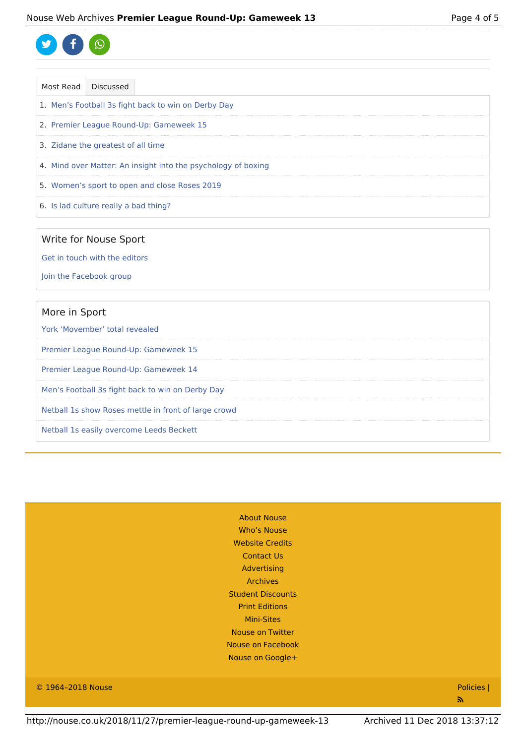Most Read | Discussed

1. Men’s Football 3s fight back to win on Derby Day
2. Premier League Round-Up: Gameweek 15
3. Zidane the greatest of all time
4. Mind over Matter: An insight into the psychology of boxing
5. Women’s sport to open and close Roses 2019
6. Is lad culture really a bad thing?

## Write for Nouse Sport

Get in touch with the editors

Join the Facebook group

## More in Sport

York ‘Movember’ total revealed

Premier League Round-Up: Gameweek 15

Premier League Round-Up: Gameweek 14

Men’s Football 3s fight back to win on Derby Day

Netball 1s show Roses mettle in front of large crowd

Netball 1s easily overcome Leeds Beckett

About Nouse
Who’s Nouse
Website Credits
Contact Us
Advertising
Archives
Student Discounts
Print Editions
Mini-Sites
Nouse on Twitter
Nouse on Facebook
Nouse on Google+

© 1964–2018 Nouse

Policies |